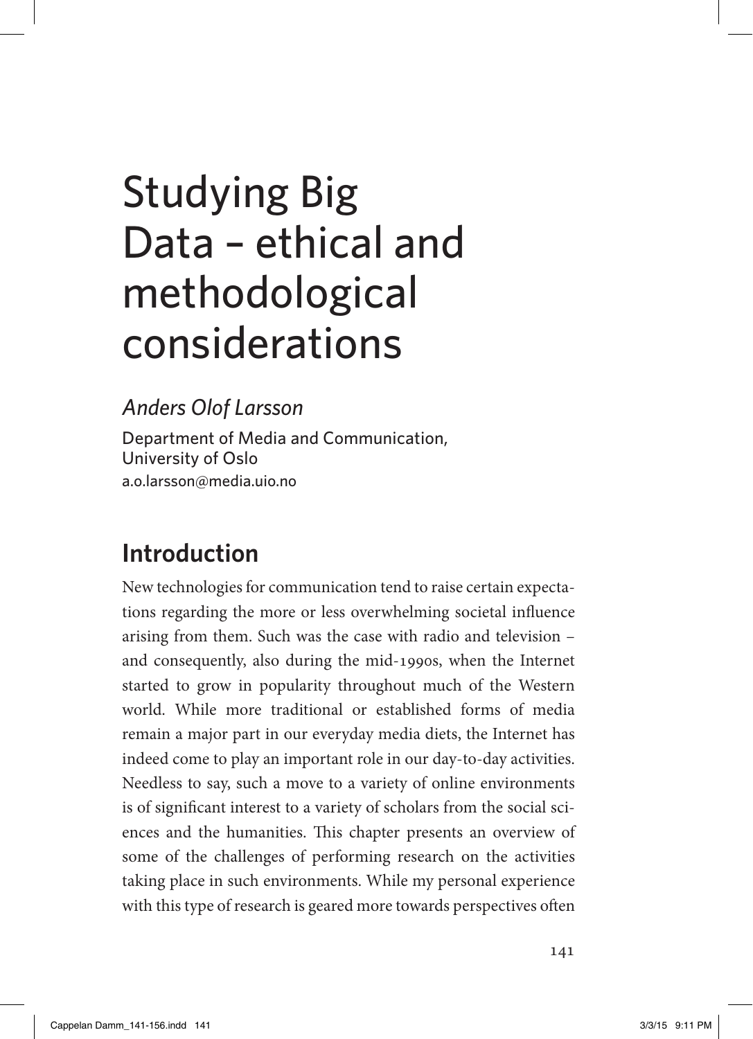# Studying Big Data – ethical and methodological considerations

*Anders Olof Larsson*

Department of Media and Communication, University of Oslo
a.o.larsson@media.uio.no

## Introduction

New technologies for communication tend to raise certain expectations regarding the more or less overwhelming societal influence arising from them. Such was the case with radio and television – and consequently, also during the mid-1990s, when the Internet started to grow in popularity throughout much of the Western world. While more traditional or established forms of media remain a major part in our everyday media diets, the Internet has indeed come to play an important role in our day-to-day activities. Needless to say, such a move to a variety of online environments is of significant interest to a variety of scholars from the social sciences and the humanities. This chapter presents an overview of some of the challenges of performing research on the activities taking place in such environments. While my personal experience with this type of research is geared more towards perspectives often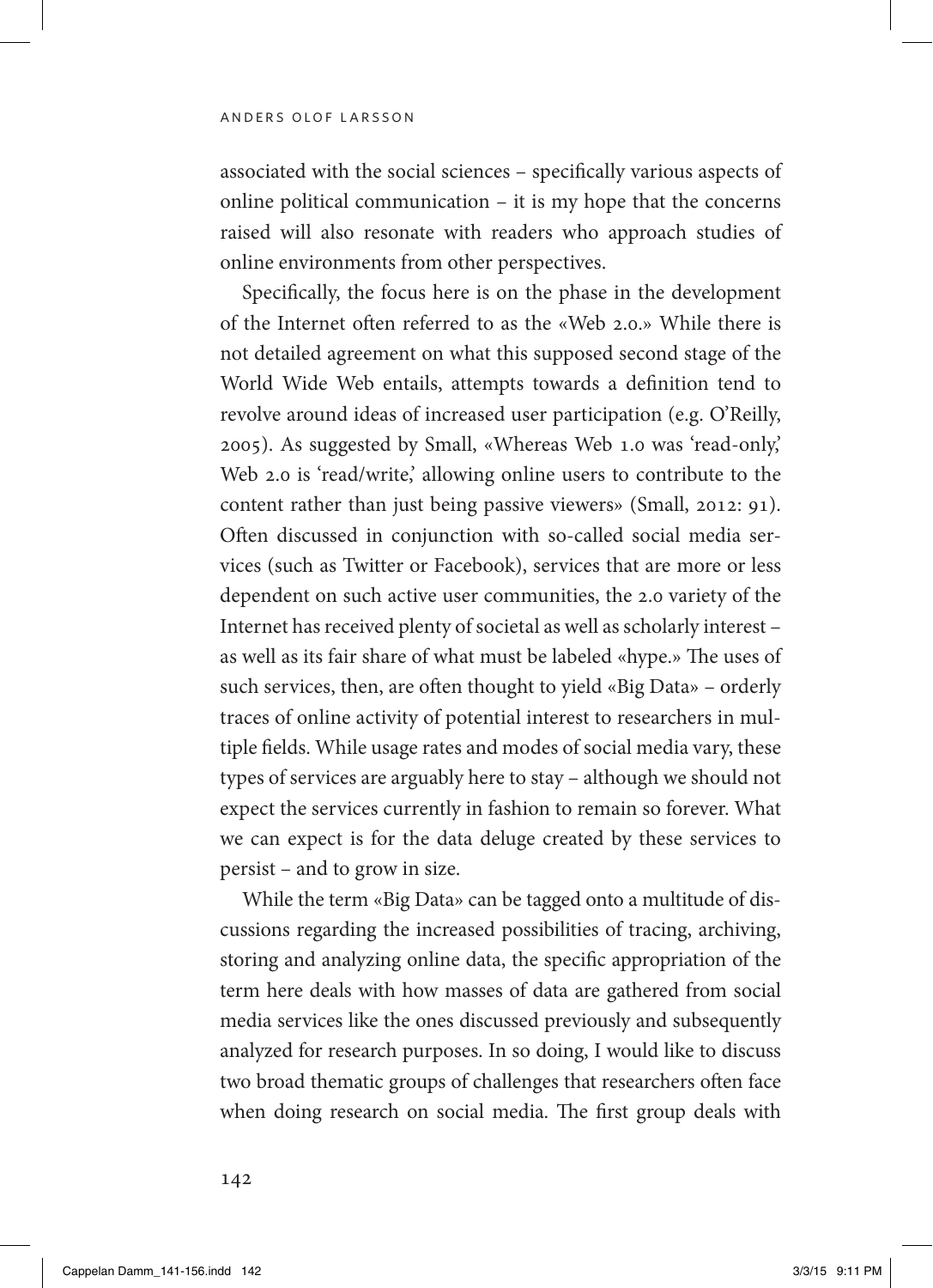associated with the social sciences – specifically various aspects of online political communication – it is my hope that the concerns raised will also resonate with readers who approach studies of online environments from other perspectives.

Specifically, the focus here is on the phase in the development of the Internet often referred to as the «Web 2.0.» While there is not detailed agreement on what this supposed second stage of the World Wide Web entails, attempts towards a definition tend to revolve around ideas of increased user participation (e.g. O'Reilly, 2005). As suggested by Small, «Whereas Web 1.0 was 'read-only,' Web 2.0 is 'read/write,' allowing online users to contribute to the content rather than just being passive viewers» (Small, 2012: 91). Often discussed in conjunction with so-called social media services (such as Twitter or Facebook), services that are more or less dependent on such active user communities, the 2.0 variety of the Internet has received plenty of societal as well as scholarly interest – as well as its fair share of what must be labeled «hype.» The uses of such services, then, are often thought to yield «Big Data» – orderly traces of online activity of potential interest to researchers in multiple fields. While usage rates and modes of social media vary, these types of services are arguably here to stay – although we should not expect the services currently in fashion to remain so forever. What we can expect is for the data deluge created by these services to persist – and to grow in size.

While the term «Big Data» can be tagged onto a multitude of discussions regarding the increased possibilities of tracing, archiving, storing and analyzing online data, the specific appropriation of the term here deals with how masses of data are gathered from social media services like the ones discussed previously and subsequently analyzed for research purposes. In so doing, I would like to discuss two broad thematic groups of challenges that researchers often face when doing research on social media. The first group deals with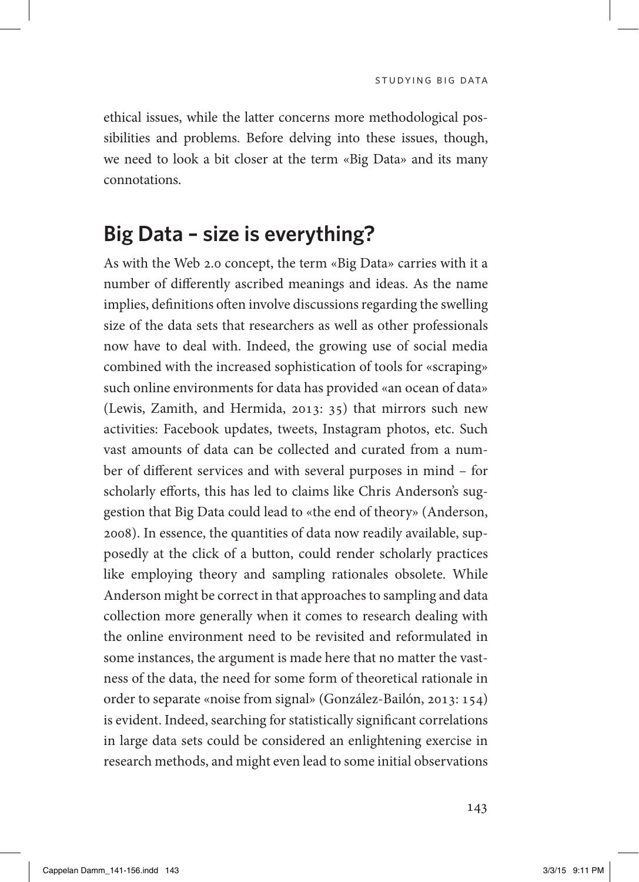ethical issues, while the latter concerns more methodological possibilities and problems. Before delving into these issues, though, we need to look a bit closer at the term «Big Data» and its many connotations.

## Big Data – size is everything?

As with the Web 2.0 concept, the term «Big Data» carries with it a number of differently ascribed meanings and ideas. As the name implies, definitions often involve discussions regarding the swelling size of the data sets that researchers as well as other professionals now have to deal with. Indeed, the growing use of social media combined with the increased sophistication of tools for «scraping» such online environments for data has provided «an ocean of data» (Lewis, Zamith, and Hermida, 2013: 35) that mirrors such new activities: Facebook updates, tweets, Instagram photos, etc. Such vast amounts of data can be collected and curated from a number of different services and with several purposes in mind – for scholarly efforts, this has led to claims like Chris Anderson's suggestion that Big Data could lead to «the end of theory» (Anderson, 2008). In essence, the quantities of data now readily available, supposedly at the click of a button, could render scholarly practices like employing theory and sampling rationales obsolete. While Anderson might be correct in that approaches to sampling and data collection more generally when it comes to research dealing with the online environment need to be revisited and reformulated in some instances, the argument is made here that no matter the vastness of the data, the need for some form of theoretical rationale in order to separate «noise from signal» (González-Bailón, 2013: 154) is evident. Indeed, searching for statistically significant correlations in large data sets could be considered an enlightening exercise in research methods, and might even lead to some initial observations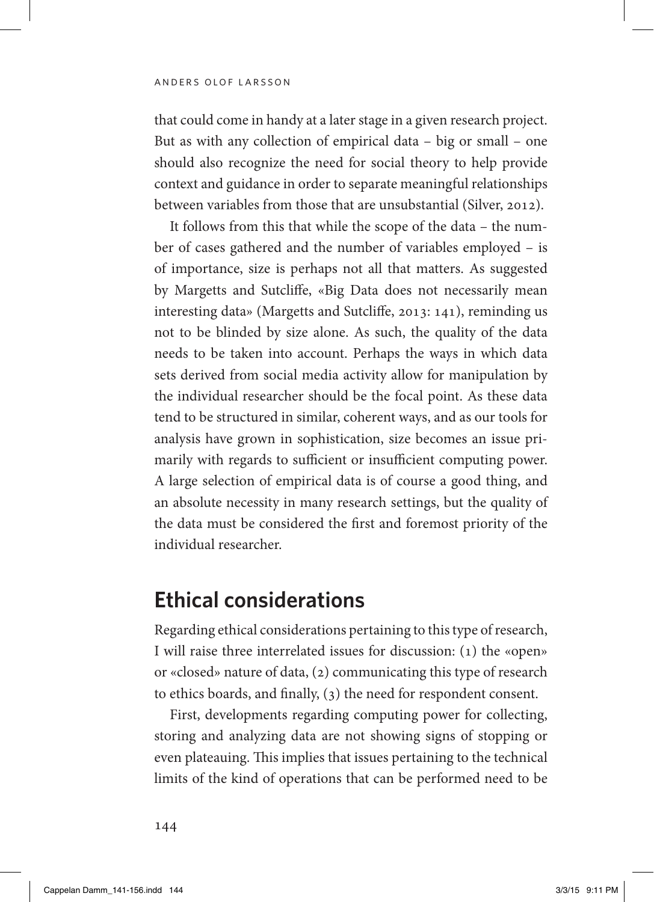that could come in handy at a later stage in a given research project. But as with any collection of empirical data – big or small – one should also recognize the need for social theory to help provide context and guidance in order to separate meaningful relationships between variables from those that are unsubstantial (Silver, 2012).

It follows from this that while the scope of the data – the number of cases gathered and the number of variables employed – is of importance, size is perhaps not all that matters. As suggested by Margetts and Sutcliffe, «Big Data does not necessarily mean interesting data» (Margetts and Sutcliffe, 2013: 141), reminding us not to be blinded by size alone. As such, the quality of the data needs to be taken into account. Perhaps the ways in which data sets derived from social media activity allow for manipulation by the individual researcher should be the focal point. As these data tend to be structured in similar, coherent ways, and as our tools for analysis have grown in sophistication, size becomes an issue primarily with regards to sufficient or insufficient computing power. A large selection of empirical data is of course a good thing, and an absolute necessity in many research settings, but the quality of the data must be considered the first and foremost priority of the individual researcher.

## Ethical considerations

Regarding ethical considerations pertaining to this type of research, I will raise three interrelated issues for discussion: (1) the «open» or «closed» nature of data, (2) communicating this type of research to ethics boards, and finally, (3) the need for respondent consent.

First, developments regarding computing power for collecting, storing and analyzing data are not showing signs of stopping or even plateauing. This implies that issues pertaining to the technical limits of the kind of operations that can be performed need to be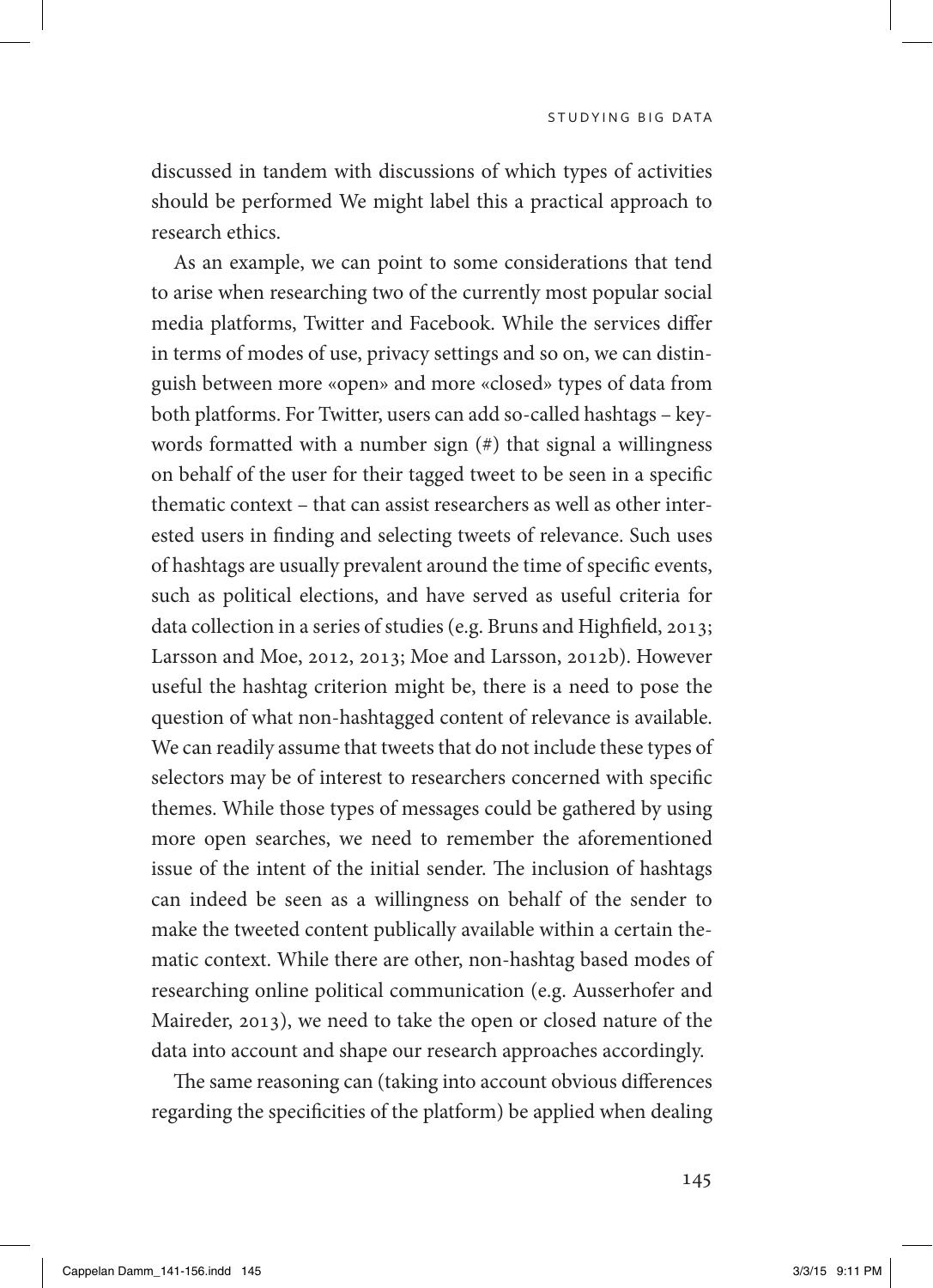discussed in tandem with discussions of which types of activities should be performed We might label this a practical approach to research ethics.

As an example, we can point to some considerations that tend to arise when researching two of the currently most popular social media platforms, Twitter and Facebook. While the services differ in terms of modes of use, privacy settings and so on, we can distinguish between more «open» and more «closed» types of data from both platforms. For Twitter, users can add so-called hashtags – keywords formatted with a number sign (#) that signal a willingness on behalf of the user for their tagged tweet to be seen in a specific thematic context – that can assist researchers as well as other interested users in finding and selecting tweets of relevance. Such uses of hashtags are usually prevalent around the time of specific events, such as political elections, and have served as useful criteria for data collection in a series of studies (e.g. Bruns and Highfield, 2013; Larsson and Moe, 2012, 2013; Moe and Larsson, 2012b). However useful the hashtag criterion might be, there is a need to pose the question of what non-hashtagged content of relevance is available. We can readily assume that tweets that do not include these types of selectors may be of interest to researchers concerned with specific themes. While those types of messages could be gathered by using more open searches, we need to remember the aforementioned issue of the intent of the initial sender. The inclusion of hashtags can indeed be seen as a willingness on behalf of the sender to make the tweeted content publically available within a certain thematic context. While there are other, non-hashtag based modes of researching online political communication (e.g. Ausserhofer and Maireder, 2013), we need to take the open or closed nature of the data into account and shape our research approaches accordingly.

The same reasoning can (taking into account obvious differences regarding the specificities of the platform) be applied when dealing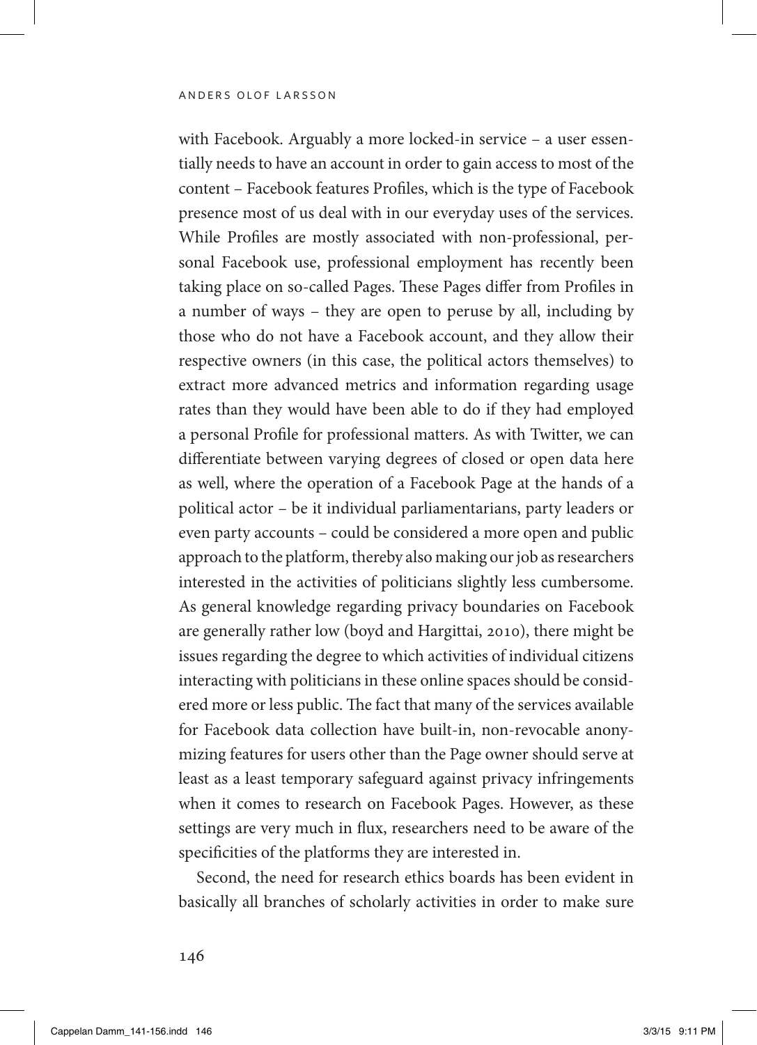with Facebook. Arguably a more locked-in service – a user essentially needs to have an account in order to gain access to most of the content – Facebook features Profiles, which is the type of Facebook presence most of us deal with in our everyday uses of the services. While Profiles are mostly associated with non-professional, personal Facebook use, professional employment has recently been taking place on so-called Pages. These Pages differ from Profiles in a number of ways – they are open to peruse by all, including by those who do not have a Facebook account, and they allow their respective owners (in this case, the political actors themselves) to extract more advanced metrics and information regarding usage rates than they would have been able to do if they had employed a personal Profile for professional matters. As with Twitter, we can differentiate between varying degrees of closed or open data here as well, where the operation of a Facebook Page at the hands of a political actor – be it individual parliamentarians, party leaders or even party accounts – could be considered a more open and public approach to the platform, thereby also making our job as researchers interested in the activities of politicians slightly less cumbersome. As general knowledge regarding privacy boundaries on Facebook are generally rather low (boyd and Hargittai, 2010), there might be issues regarding the degree to which activities of individual citizens interacting with politicians in these online spaces should be considered more or less public. The fact that many of the services available for Facebook data collection have built-in, non-revocable anonymizing features for users other than the Page owner should serve at least as a least temporary safeguard against privacy infringements when it comes to research on Facebook Pages. However, as these settings are very much in flux, researchers need to be aware of the specificities of the platforms they are interested in.

Second, the need for research ethics boards has been evident in basically all branches of scholarly activities in order to make sure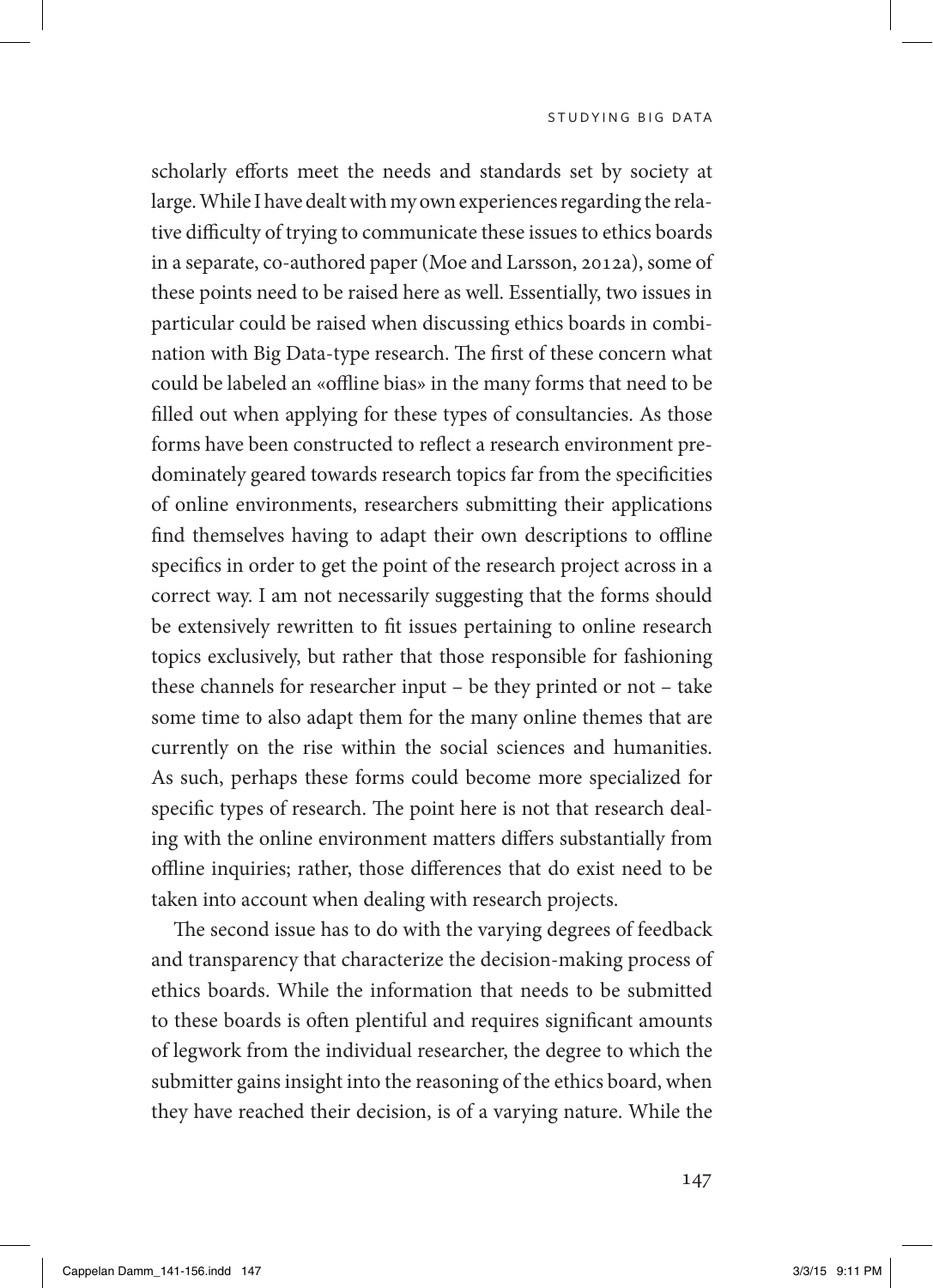scholarly efforts meet the needs and standards set by society at large. While I have dealt with my own experiences regarding the relative difficulty of trying to communicate these issues to ethics boards in a separate, co-authored paper (Moe and Larsson, 2012a), some of these points need to be raised here as well. Essentially, two issues in particular could be raised when discussing ethics boards in combination with Big Data-type research. The first of these concern what could be labeled an «offline bias» in the many forms that need to be filled out when applying for these types of consultancies. As those forms have been constructed to reflect a research environment predominately geared towards research topics far from the specificities of online environments, researchers submitting their applications find themselves having to adapt their own descriptions to offline specifics in order to get the point of the research project across in a correct way. I am not necessarily suggesting that the forms should be extensively rewritten to fit issues pertaining to online research topics exclusively, but rather that those responsible for fashioning these channels for researcher input – be they printed or not – take some time to also adapt them for the many online themes that are currently on the rise within the social sciences and humanities. As such, perhaps these forms could become more specialized for specific types of research. The point here is not that research dealing with the online environment matters differs substantially from offline inquiries; rather, those differences that do exist need to be taken into account when dealing with research projects.

The second issue has to do with the varying degrees of feedback and transparency that characterize the decision-making process of ethics boards. While the information that needs to be submitted to these boards is often plentiful and requires significant amounts of legwork from the individual researcher, the degree to which the submitter gains insight into the reasoning of the ethics board, when they have reached their decision, is of a varying nature. While the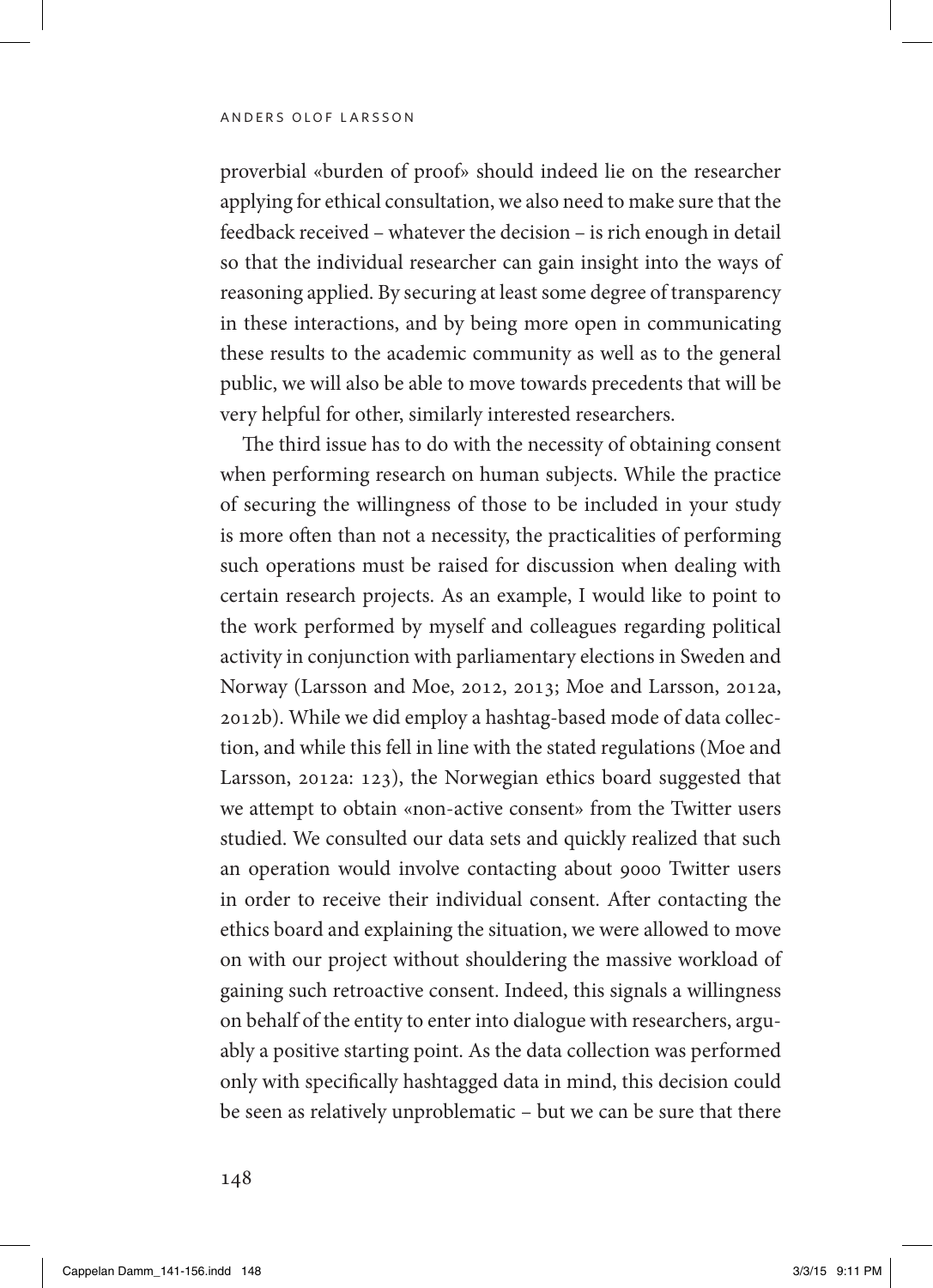proverbial «burden of proof» should indeed lie on the researcher applying for ethical consultation, we also need to make sure that the feedback received – whatever the decision – is rich enough in detail so that the individual researcher can gain insight into the ways of reasoning applied. By securing at least some degree of transparency in these interactions, and by being more open in communicating these results to the academic community as well as to the general public, we will also be able to move towards precedents that will be very helpful for other, similarly interested researchers.

The third issue has to do with the necessity of obtaining consent when performing research on human subjects. While the practice of securing the willingness of those to be included in your study is more often than not a necessity, the practicalities of performing such operations must be raised for discussion when dealing with certain research projects. As an example, I would like to point to the work performed by myself and colleagues regarding political activity in conjunction with parliamentary elections in Sweden and Norway (Larsson and Moe, 2012, 2013; Moe and Larsson, 2012a, 2012b). While we did employ a hashtag-based mode of data collection, and while this fell in line with the stated regulations (Moe and Larsson, 2012a: 123), the Norwegian ethics board suggested that we attempt to obtain «non-active consent» from the Twitter users studied. We consulted our data sets and quickly realized that such an operation would involve contacting about 9000 Twitter users in order to receive their individual consent. After contacting the ethics board and explaining the situation, we were allowed to move on with our project without shouldering the massive workload of gaining such retroactive consent. Indeed, this signals a willingness on behalf of the entity to enter into dialogue with researchers, arguably a positive starting point. As the data collection was performed only with specifically hashtagged data in mind, this decision could be seen as relatively unproblematic – but we can be sure that there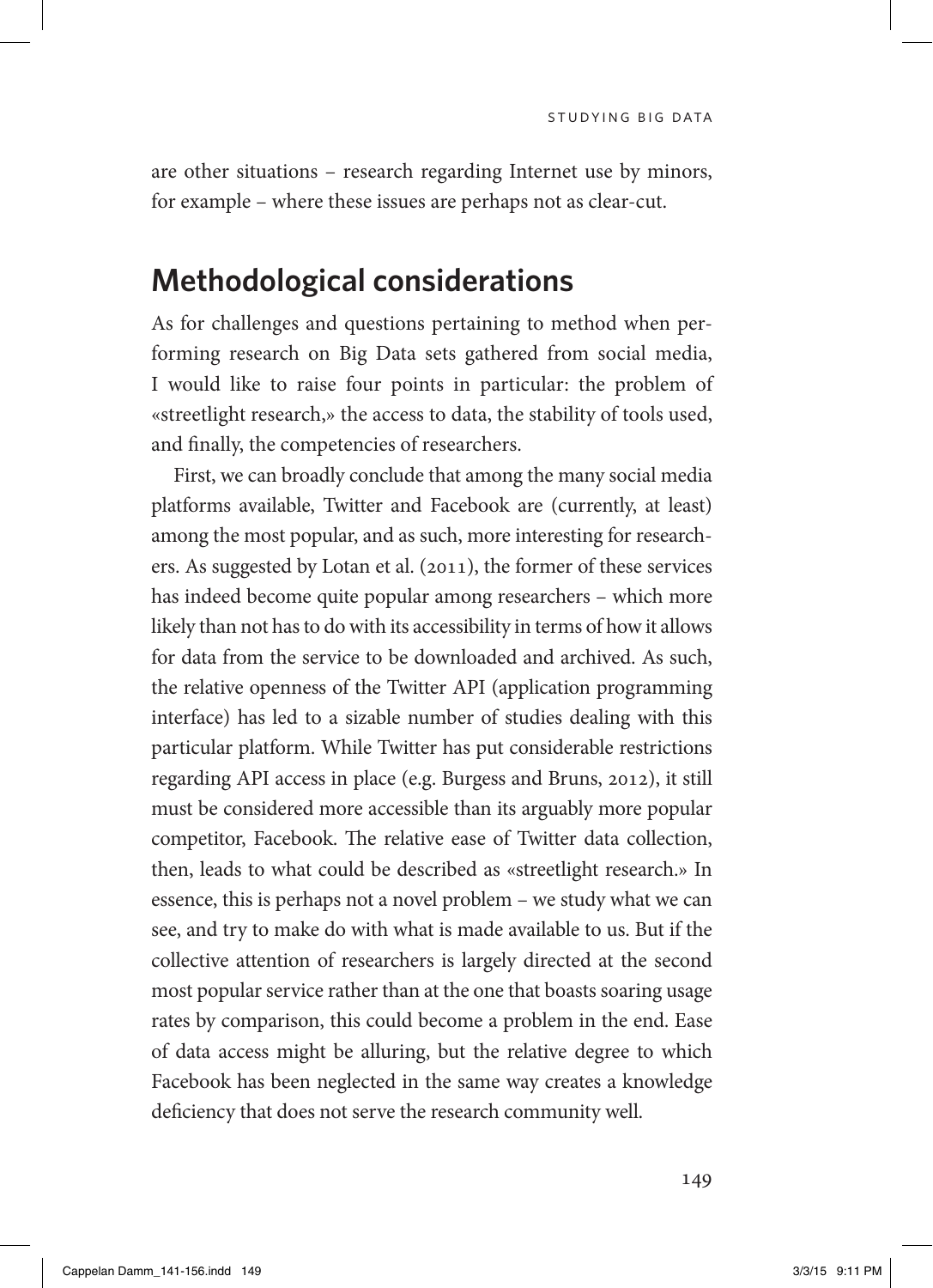are other situations – research regarding Internet use by minors, for example – where these issues are perhaps not as clear-cut.

## Methodological considerations

As for challenges and questions pertaining to method when performing research on Big Data sets gathered from social media, I would like to raise four points in particular: the problem of «streetlight research,» the access to data, the stability of tools used, and finally, the competencies of researchers.

First, we can broadly conclude that among the many social media platforms available, Twitter and Facebook are (currently, at least) among the most popular, and as such, more interesting for researchers. As suggested by Lotan et al. (2011), the former of these services has indeed become quite popular among researchers – which more likely than not has to do with its accessibility in terms of how it allows for data from the service to be downloaded and archived. As such, the relative openness of the Twitter API (application programming interface) has led to a sizable number of studies dealing with this particular platform. While Twitter has put considerable restrictions regarding API access in place (e.g. Burgess and Bruns, 2012), it still must be considered more accessible than its arguably more popular competitor, Facebook. The relative ease of Twitter data collection, then, leads to what could be described as «streetlight research.» In essence, this is perhaps not a novel problem – we study what we can see, and try to make do with what is made available to us. But if the collective attention of researchers is largely directed at the second most popular service rather than at the one that boasts soaring usage rates by comparison, this could become a problem in the end. Ease of data access might be alluring, but the relative degree to which Facebook has been neglected in the same way creates a knowledge deficiency that does not serve the research community well.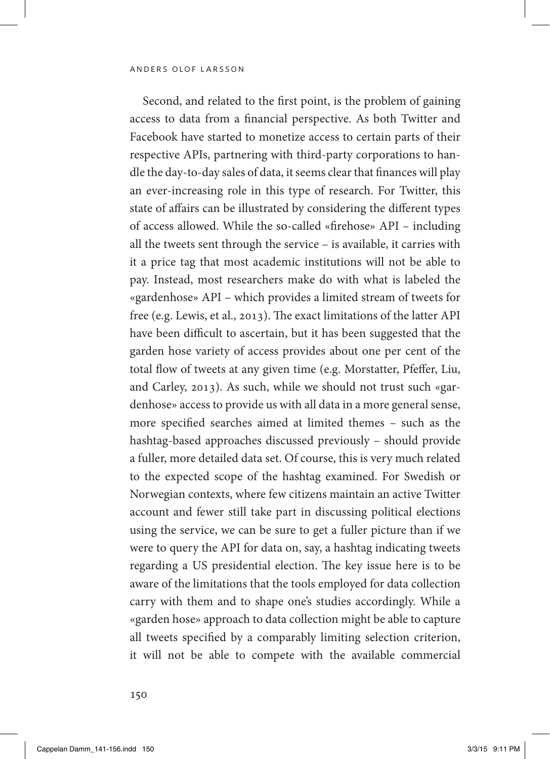Second, and related to the first point, is the problem of gaining access to data from a financial perspective. As both Twitter and Facebook have started to monetize access to certain parts of their respective APIs, partnering with third-party corporations to handle the day-to-day sales of data, it seems clear that finances will play an ever-increasing role in this type of research. For Twitter, this state of affairs can be illustrated by considering the different types of access allowed. While the so-called «firehose» API – including all the tweets sent through the service – is available, it carries with it a price tag that most academic institutions will not be able to pay. Instead, most researchers make do with what is labeled the «gardenhose» API – which provides a limited stream of tweets for free (e.g. Lewis, et al., 2013). The exact limitations of the latter API have been difficult to ascertain, but it has been suggested that the garden hose variety of access provides about one per cent of the total flow of tweets at any given time (e.g. Morstatter, Pfeffer, Liu, and Carley, 2013). As such, while we should not trust such «gardenhose» access to provide us with all data in a more general sense, more specified searches aimed at limited themes – such as the hashtag-based approaches discussed previously – should provide a fuller, more detailed data set. Of course, this is very much related to the expected scope of the hashtag examined. For Swedish or Norwegian contexts, where few citizens maintain an active Twitter account and fewer still take part in discussing political elections using the service, we can be sure to get a fuller picture than if we were to query the API for data on, say, a hashtag indicating tweets regarding a US presidential election. The key issue here is to be aware of the limitations that the tools employed for data collection carry with them and to shape one's studies accordingly. While a «garden hose» approach to data collection might be able to capture all tweets specified by a comparably limiting selection criterion, it will not be able to compete with the available commercial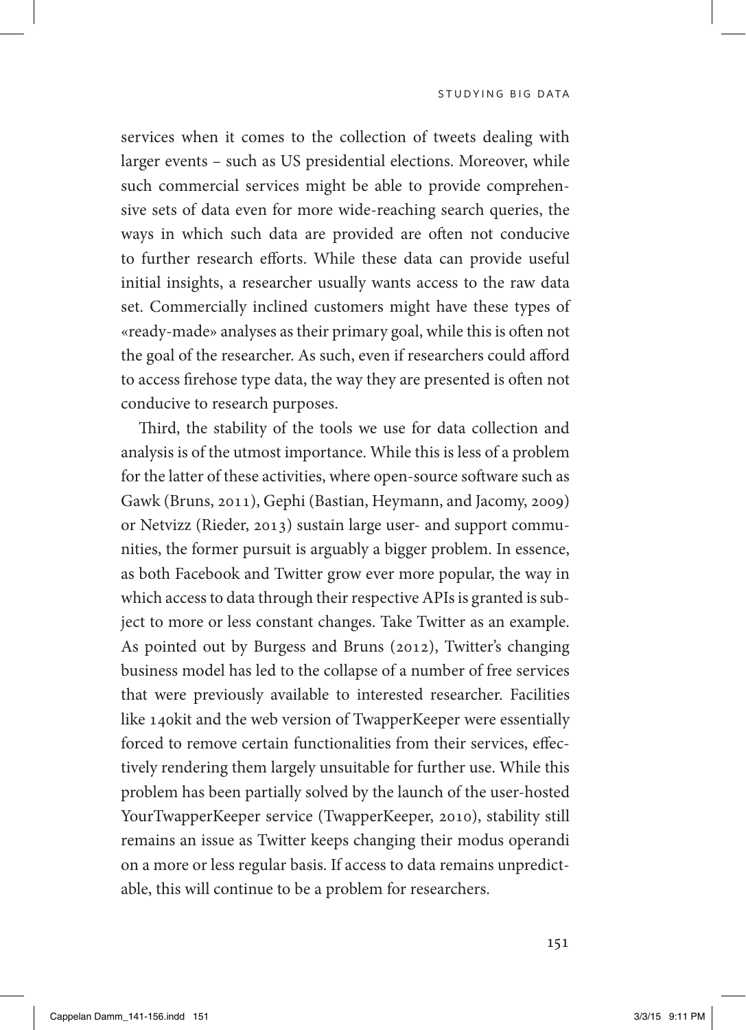services when it comes to the collection of tweets dealing with larger events – such as US presidential elections. Moreover, while such commercial services might be able to provide comprehensive sets of data even for more wide-reaching search queries, the ways in which such data are provided are often not conducive to further research efforts. While these data can provide useful initial insights, a researcher usually wants access to the raw data set. Commercially inclined customers might have these types of «ready-made» analyses as their primary goal, while this is often not the goal of the researcher. As such, even if researchers could afford to access firehose type data, the way they are presented is often not conducive to research purposes.

Third, the stability of the tools we use for data collection and analysis is of the utmost importance. While this is less of a problem for the latter of these activities, where open-source software such as Gawk (Bruns, 2011), Gephi (Bastian, Heymann, and Jacomy, 2009) or Netvizz (Rieder, 2013) sustain large user- and support communities, the former pursuit is arguably a bigger problem. In essence, as both Facebook and Twitter grow ever more popular, the way in which access to data through their respective APIs is granted is subject to more or less constant changes. Take Twitter as an example. As pointed out by Burgess and Bruns (2012), Twitter's changing business model has led to the collapse of a number of free services that were previously available to interested researcher. Facilities like 140kit and the web version of TwapperKeeper were essentially forced to remove certain functionalities from their services, effectively rendering them largely unsuitable for further use. While this problem has been partially solved by the launch of the user-hosted YourTwapperKeeper service (TwapperKeeper, 2010), stability still remains an issue as Twitter keeps changing their modus operandi on a more or less regular basis. If access to data remains unpredictable, this will continue to be a problem for researchers.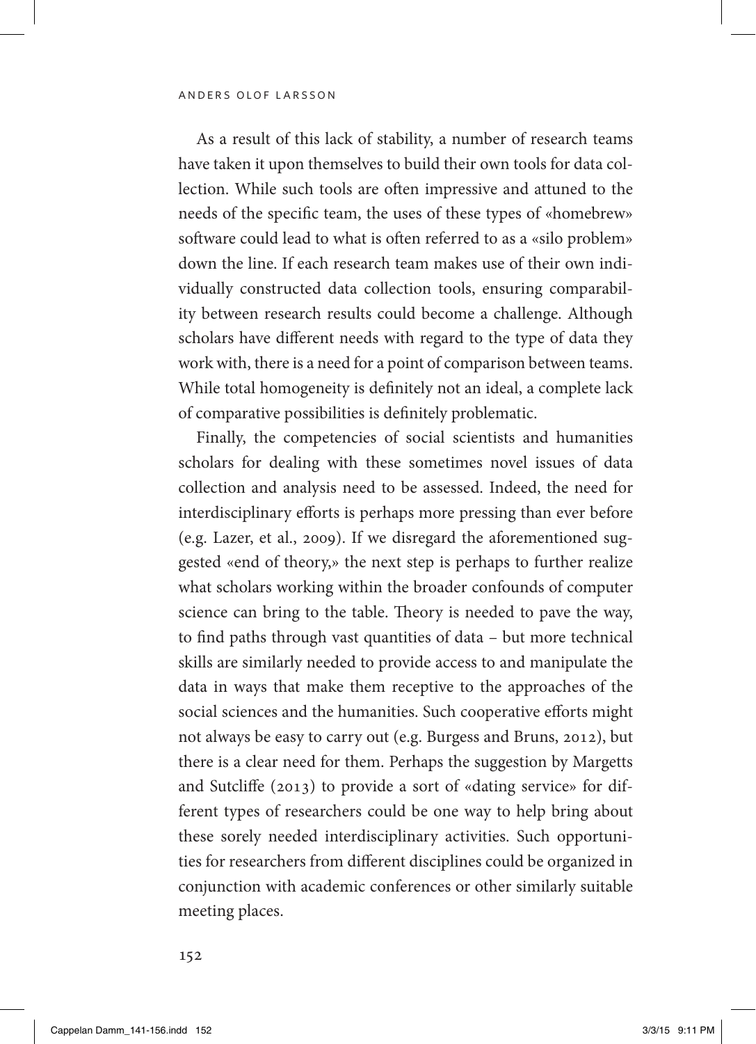As a result of this lack of stability, a number of research teams have taken it upon themselves to build their own tools for data collection. While such tools are often impressive and attuned to the needs of the specific team, the uses of these types of «homebrew» software could lead to what is often referred to as a «silo problem» down the line. If each research team makes use of their own individually constructed data collection tools, ensuring comparability between research results could become a challenge. Although scholars have different needs with regard to the type of data they work with, there is a need for a point of comparison between teams. While total homogeneity is definitely not an ideal, a complete lack of comparative possibilities is definitely problematic.

Finally, the competencies of social scientists and humanities scholars for dealing with these sometimes novel issues of data collection and analysis need to be assessed. Indeed, the need for interdisciplinary efforts is perhaps more pressing than ever before (e.g. Lazer, et al., 2009). If we disregard the aforementioned suggested «end of theory,» the next step is perhaps to further realize what scholars working within the broader confounds of computer science can bring to the table. Theory is needed to pave the way, to find paths through vast quantities of data – but more technical skills are similarly needed to provide access to and manipulate the data in ways that make them receptive to the approaches of the social sciences and the humanities. Such cooperative efforts might not always be easy to carry out (e.g. Burgess and Bruns, 2012), but there is a clear need for them. Perhaps the suggestion by Margetts and Sutcliffe (2013) to provide a sort of «dating service» for different types of researchers could be one way to help bring about these sorely needed interdisciplinary activities. Such opportunities for researchers from different disciplines could be organized in conjunction with academic conferences or other similarly suitable meeting places.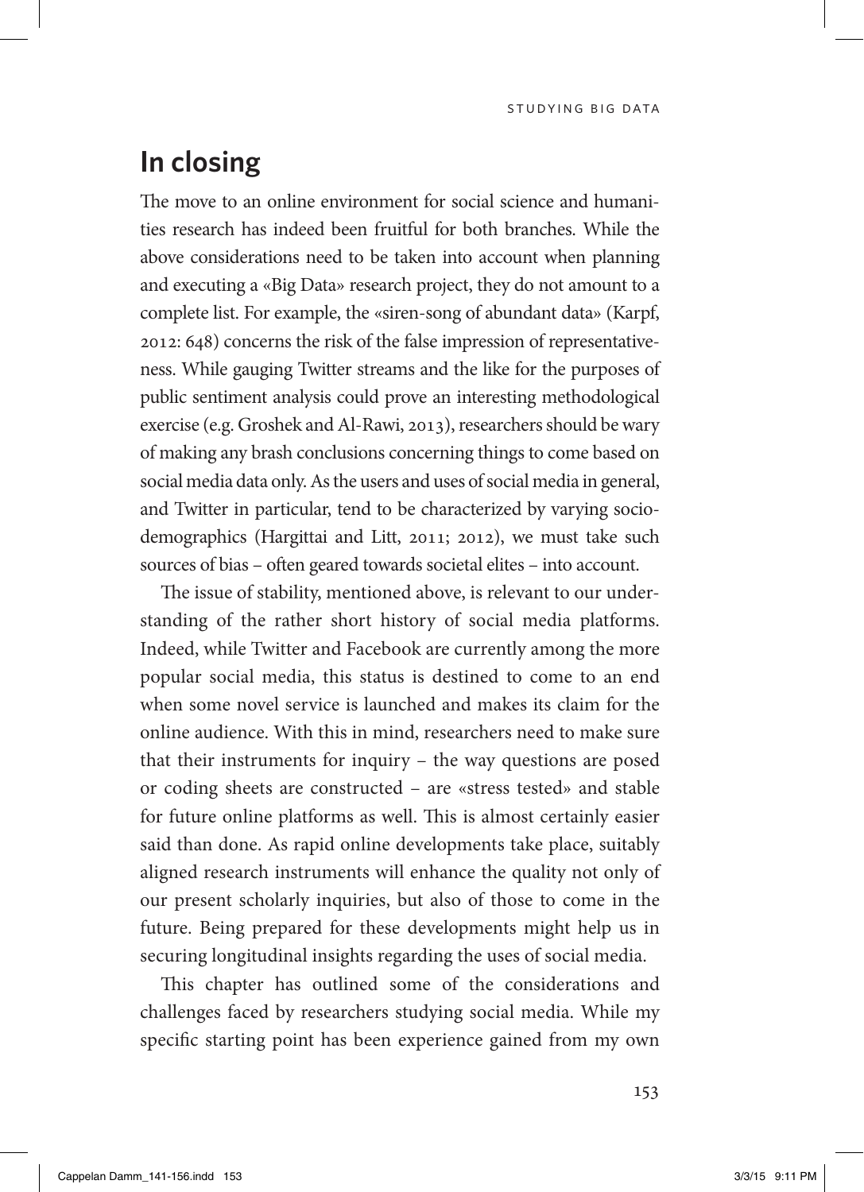## In closing

The move to an online environment for social science and humanities research has indeed been fruitful for both branches. While the above considerations need to be taken into account when planning and executing a «Big Data» research project, they do not amount to a complete list. For example, the «siren-song of abundant data» (Karpf, 2012: 648) concerns the risk of the false impression of representativeness. While gauging Twitter streams and the like for the purposes of public sentiment analysis could prove an interesting methodological exercise (e.g. Groshek and Al-Rawi, 2013), researchers should be wary of making any brash conclusions concerning things to come based on social media data only. As the users and uses of social media in general, and Twitter in particular, tend to be characterized by varying sociodemographics (Hargittai and Litt, 2011; 2012), we must take such sources of bias – often geared towards societal elites – into account.

The issue of stability, mentioned above, is relevant to our understanding of the rather short history of social media platforms. Indeed, while Twitter and Facebook are currently among the more popular social media, this status is destined to come to an end when some novel service is launched and makes its claim for the online audience. With this in mind, researchers need to make sure that their instruments for inquiry – the way questions are posed or coding sheets are constructed – are «stress tested» and stable for future online platforms as well. This is almost certainly easier said than done. As rapid online developments take place, suitably aligned research instruments will enhance the quality not only of our present scholarly inquiries, but also of those to come in the future. Being prepared for these developments might help us in securing longitudinal insights regarding the uses of social media.

This chapter has outlined some of the considerations and challenges faced by researchers studying social media. While my specific starting point has been experience gained from my own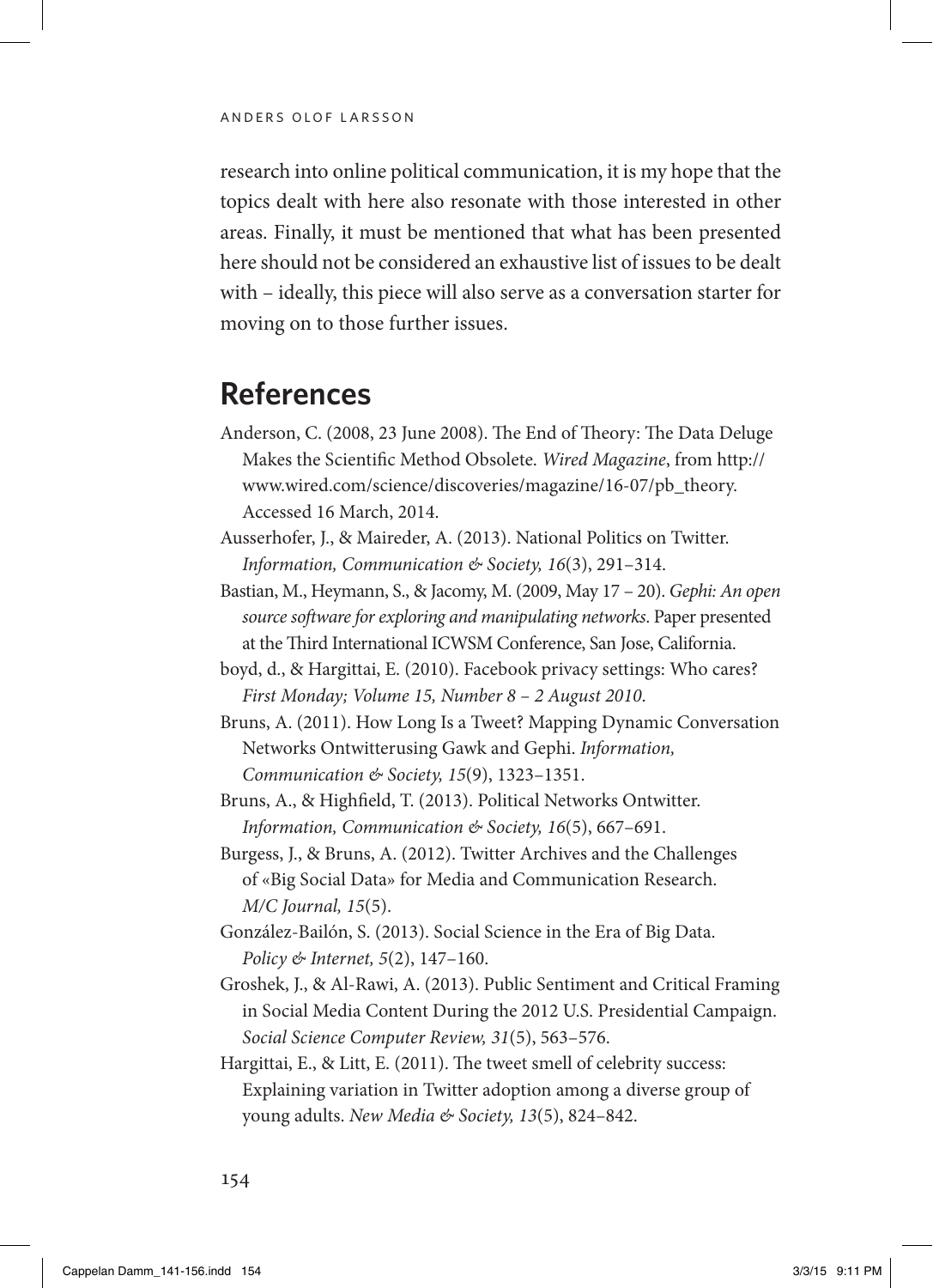research into online political communication, it is my hope that the topics dealt with here also resonate with those interested in other areas. Finally, it must be mentioned that what has been presented here should not be considered an exhaustive list of issues to be dealt with – ideally, this piece will also serve as a conversation starter for moving on to those further issues.

## References

Anderson, C. (2008, 23 June 2008). The End of Theory: The Data Deluge Makes the Scientific Method Obsolete. *Wired Magazine*, from http://www.wired.com/science/discoveries/magazine/16-07/pb_theory. Accessed 16 March, 2014.

Ausserhofer, J., & Maireder, A. (2013). National Politics on Twitter. *Information, Communication & Society, 16*(3), 291–314.

Bastian, M., Heymann, S., & Jacomy, M. (2009, May 17 – 20). *Gephi: An open source software for exploring and manipulating networks*. Paper presented at the Third International ICWSM Conference, San Jose, California.

boyd, d., & Hargittai, E. (2010). Facebook privacy settings: Who cares? *First Monday; Volume 15, Number 8 – 2 August 2010*.

Bruns, A. (2011). How Long Is a Tweet? Mapping Dynamic Conversation Networks Ontwitterusing Gawk and Gephi. *Information, Communication & Society, 15*(9), 1323–1351.

Bruns, A., & Highfield, T. (2013). Political Networks Ontwitter. *Information, Communication & Society, 16*(5), 667–691.

Burgess, J., & Bruns, A. (2012). Twitter Archives and the Challenges of «Big Social Data» for Media and Communication Research. *M/C Journal, 15*(5).

González-Bailón, S. (2013). Social Science in the Era of Big Data. *Policy & Internet, 5*(2), 147–160.

Groshek, J., & Al-Rawi, A. (2013). Public Sentiment and Critical Framing in Social Media Content During the 2012 U.S. Presidential Campaign. *Social Science Computer Review, 31*(5), 563–576.

Hargittai, E., & Litt, E. (2011). The tweet smell of celebrity success: Explaining variation in Twitter adoption among a diverse group of young adults. *New Media & Society, 13*(5), 824–842.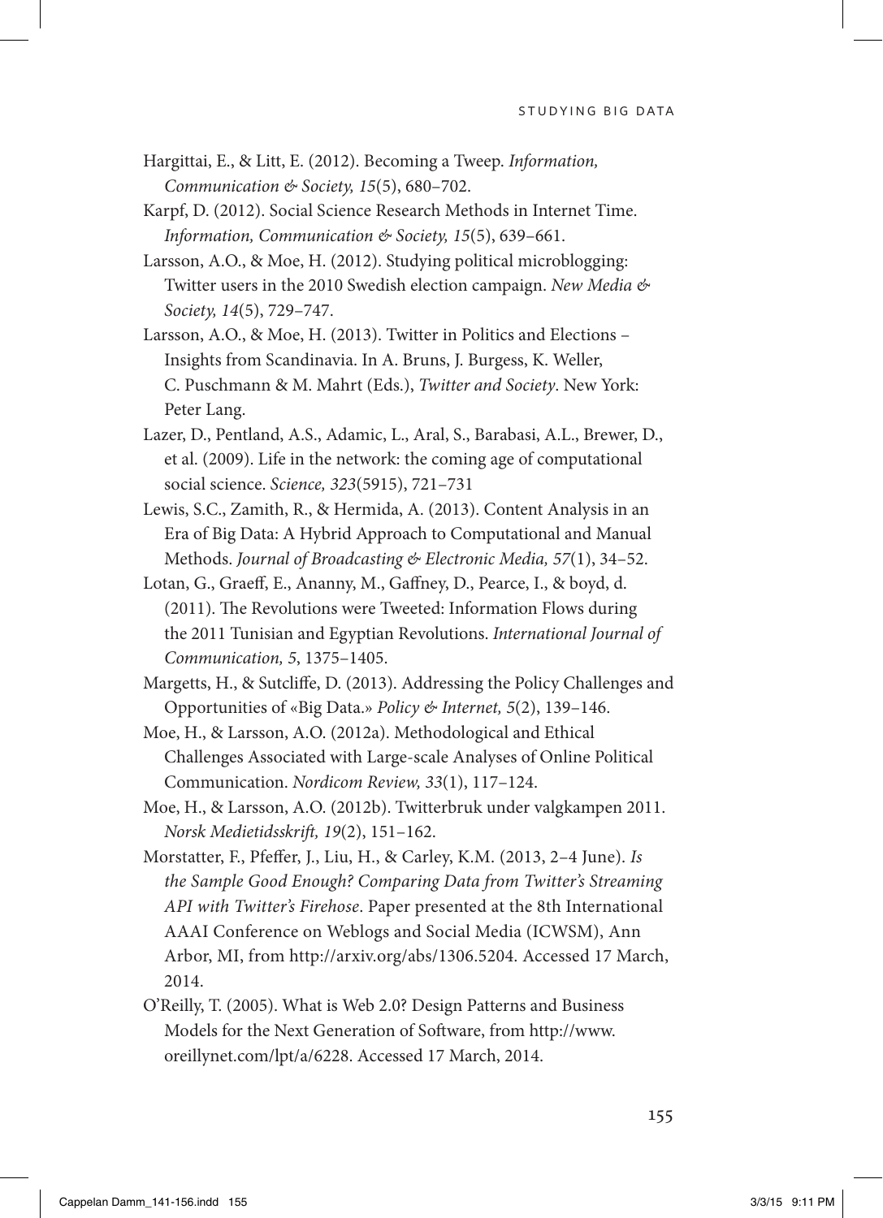Hargittai, E., & Litt, E. (2012). Becoming a Tweep. *Information, Communication & Society, 15*(5), 680–702.

Karpf, D. (2012). Social Science Research Methods in Internet Time. *Information, Communication & Society, 15*(5), 639–661.

Larsson, A.O., & Moe, H. (2012). Studying political microblogging: Twitter users in the 2010 Swedish election campaign. *New Media & Society, 14*(5), 729–747.

Larsson, A.O., & Moe, H. (2013). Twitter in Politics and Elections – Insights from Scandinavia. In A. Bruns, J. Burgess, K. Weller, C. Puschmann & M. Mahrt (Eds.), *Twitter and Society*. New York: Peter Lang.

Lazer, D., Pentland, A.S., Adamic, L., Aral, S., Barabasi, A.L., Brewer, D., et al. (2009). Life in the network: the coming age of computational social science. *Science, 323*(5915), 721–731

Lewis, S.C., Zamith, R., & Hermida, A. (2013). Content Analysis in an Era of Big Data: A Hybrid Approach to Computational and Manual Methods. *Journal of Broadcasting & Electronic Media, 57*(1), 34–52.

Lotan, G., Graeff, E., Ananny, M., Gaffney, D., Pearce, I., & boyd, d. (2011). The Revolutions were Tweeted: Information Flows during the 2011 Tunisian and Egyptian Revolutions. *International Journal of Communication, 5*, 1375–1405.

Margetts, H., & Sutcliffe, D. (2013). Addressing the Policy Challenges and Opportunities of «Big Data.» *Policy & Internet, 5*(2), 139–146.

Moe, H., & Larsson, A.O. (2012a). Methodological and Ethical Challenges Associated with Large-scale Analyses of Online Political Communication. *Nordicom Review, 33*(1), 117–124.

Moe, H., & Larsson, A.O. (2012b). Twitterbruk under valgkampen 2011. *Norsk Medietidsskrift, 19*(2), 151–162.

Morstatter, F., Pfeffer, J., Liu, H., & Carley, K.M. (2013, 2–4 June). *Is the Sample Good Enough? Comparing Data from Twitter's Streaming API with Twitter's Firehose*. Paper presented at the 8th International AAAI Conference on Weblogs and Social Media (ICWSM), Ann Arbor, MI, from http://arxiv.org/abs/1306.5204. Accessed 17 March, 2014.

O'Reilly, T. (2005). What is Web 2.0? Design Patterns and Business Models for the Next Generation of Software, from http://www.oreillynet.com/lpt/a/6228. Accessed 17 March, 2014.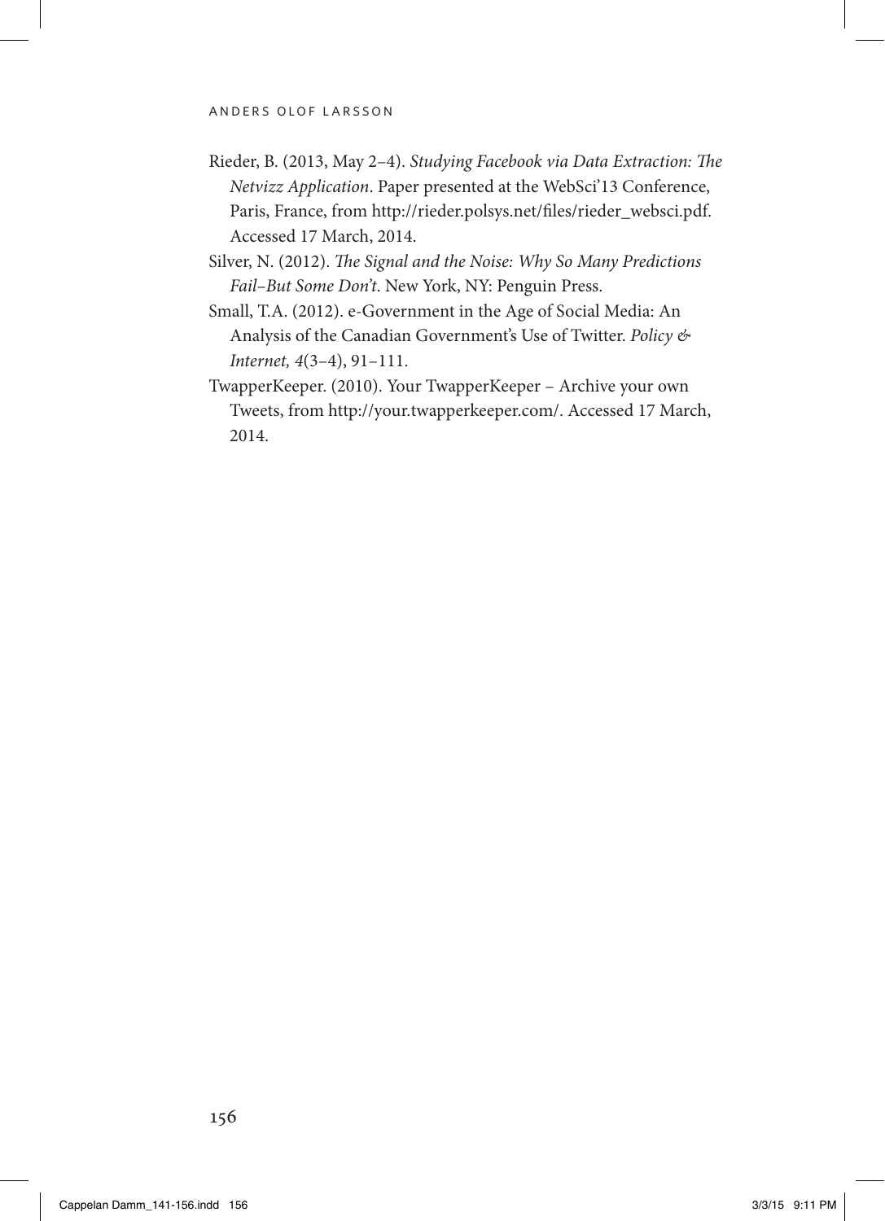Rieder, B. (2013, May 2–4). *Studying Facebook via Data Extraction: The Netvizz Application*. Paper presented at the WebSci'13 Conference, Paris, France, from http://rieder.polsys.net/files/rieder_websci.pdf. Accessed 17 March, 2014.

Silver, N. (2012). *The Signal and the Noise: Why So Many Predictions Fail–But Some Don't*. New York, NY: Penguin Press.

Small, T.A. (2012). e-Government in the Age of Social Media: An Analysis of the Canadian Government's Use of Twitter. *Policy & Internet, 4*(3–4), 91–111.

TwapperKeeper. (2010). Your TwapperKeeper – Archive your own Tweets, from http://your.twapperkeeper.com/. Accessed 17 March, 2014.